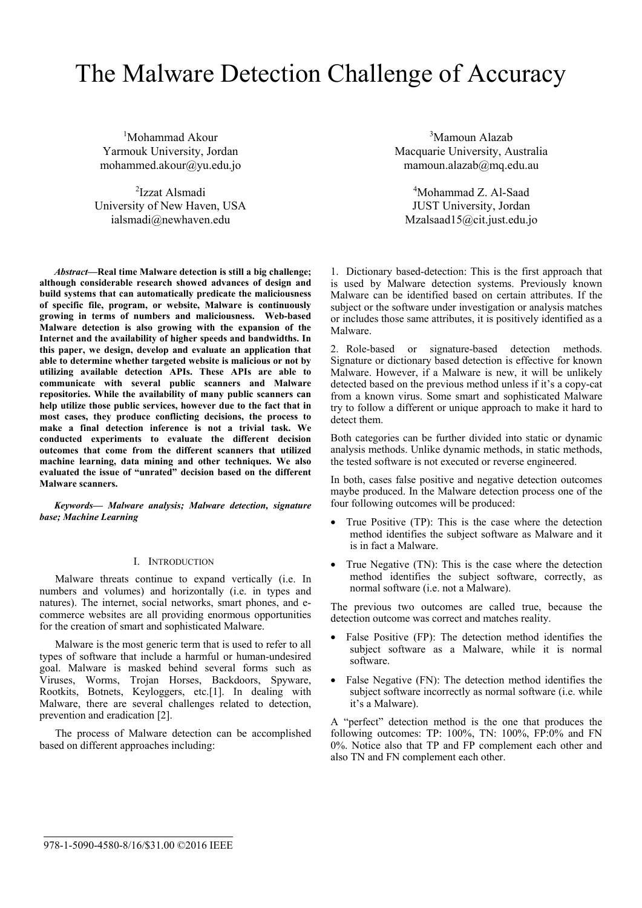# The Malware Detection Challenge of Accuracy

[1]Mohammad Akour
Yarmouk University, Jordan
mohammed.akour@yu.edu.jo

[2]Izzat Alsmadi
University of New Haven, USA
ialsmadi@newhaven.edu

[3]Mamoun Alazab
Macquarie University, Australia
mamoun.alazab@mq.edu.au

[4]Mohammad Z. Al-Saad
JUST University, Jordan
Mzalsaad15@cit.just.edu.jo

***Abstract*—Real time Malware detection is still a big challenge; although considerable research showed advances of design and build systems that can automatically predicate the maliciousness of specific file, program, or website, Malware is continuously growing in terms of numbers and maliciousness. Web-based Malware detection is also growing with the expansion of the Internet and the availability of higher speeds and bandwidths. In this paper, we design, develop and evaluate an application that able to determine whether targeted website is malicious or not by utilizing available detection APIs. These APIs are able to communicate with several public scanners and Malware repositories. While the availability of many public scanners can help utilize those public services, however due to the fact that in most cases, they produce conflicting decisions, the process to make a final detection inference is not a trivial task. We conducted experiments to evaluate the different decision outcomes that come from the different scanners that utilized machine learning, data mining and other techniques. We also evaluated the issue of "unrated" decision based on the different Malware scanners.**

***Keywords— Malware analysis; Malware detection, signature base; Machine Learning***

## I. Introduction

Malware threats continue to expand vertically (i.e. In numbers and volumes) and horizontally (i.e. in types and natures). The internet, social networks, smart phones, and e-commerce websites are all providing enormous opportunities for the creation of smart and sophisticated Malware.

Malware is the most generic term that is used to refer to all types of software that include a harmful or human-undesired goal. Malware is masked behind several forms such as Viruses, Worms, Trojan Horses, Backdoors, Spyware, Rootkits, Botnets, Keyloggers, etc.[1]. In dealing with Malware, there are several challenges related to detection, prevention and eradication [2].

The process of Malware detection can be accomplished based on different approaches including:

1. Dictionary based-detection: This is the first approach that is used by Malware detection systems. Previously known Malware can be identified based on certain attributes. If the subject or the software under investigation or analysis matches or includes those same attributes, it is positively identified as a Malware.

2. Role-based or signature-based detection methods. Signature or dictionary based detection is effective for known Malware. However, if a Malware is new, it will be unlikely detected based on the previous method unless if it's a copy-cat from a known virus. Some smart and sophisticated Malware try to follow a different or unique approach to make it hard to detect them.

Both categories can be further divided into static or dynamic analysis methods. Unlike dynamic methods, in static methods, the tested software is not executed or reverse engineered.

In both, cases false positive and negative detection outcomes maybe produced. In the Malware detection process one of the four following outcomes will be produced:

- True Positive (TP): This is the case where the detection method identifies the subject software as Malware and it is in fact a Malware.
- True Negative (TN): This is the case where the detection method identifies the subject software, correctly, as normal software (i.e. not a Malware).

The previous two outcomes are called true, because the detection outcome was correct and matches reality.

- False Positive (FP): The detection method identifies the subject software as a Malware, while it is normal software.
- False Negative (FN): The detection method identifies the subject software incorrectly as normal software (i.e. while it's a Malware).

A "perfect" detection method is the one that produces the following outcomes: TP: 100%, TN: 100%, FP:0% and FN 0%. Notice also that TP and FP complement each other and also TN and FN complement each other.

978-1-5090-4580-8/16/$31.00 ©2016 IEEE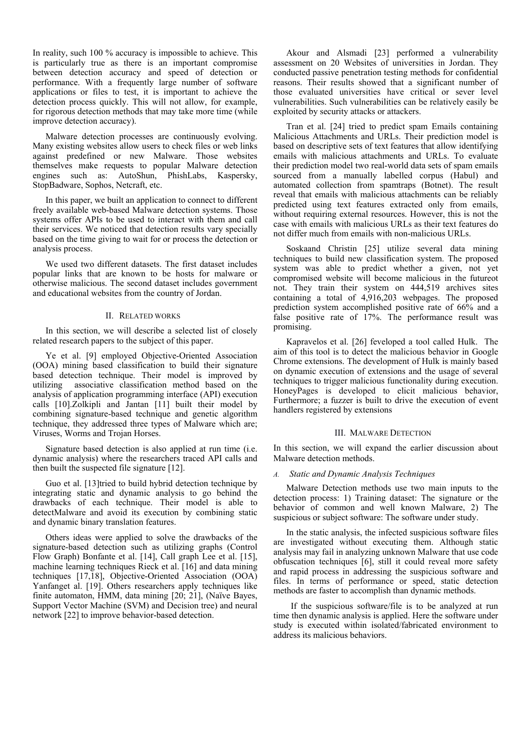In reality, such 100 % accuracy is impossible to achieve. This is particularly true as there is an important compromise between detection accuracy and speed of detection or performance. With a frequently large number of software applications or files to test, it is important to achieve the detection process quickly. This will not allow, for example, for rigorous detection methods that may take more time (while improve detection accuracy).

Malware detection processes are continuously evolving. Many existing websites allow users to check files or web links against predefined or new Malware. Those websites themselves make requests to popular Malware detection engines such as: AutoShun, PhishLabs, Kaspersky, StopBadware, Sophos, Netcraft, etc.

In this paper, we built an application to connect to different freely available web-based Malware detection systems. Those systems offer APIs to be used to interact with them and call their services. We noticed that detection results vary specially based on the time giving to wait for or process the detection or analysis process.

We used two different datasets. The first dataset includes popular links that are known to be hosts for malware or otherwise malicious. The second dataset includes government and educational websites from the country of Jordan.

## II. RELATED WORKS

In this section, we will describe a selected list of closely related research papers to the subject of this paper.

Ye et al. [9] employed Objective-Oriented Association (OOA) mining based classification to build their signature based detection technique. Their model is improved by utilizing associative classification method based on the analysis of application programming interface (API) execution calls [10].Zolkipli and Jantan [11] built their model by combining signature-based technique and genetic algorithm technique, they addressed three types of Malware which are; Viruses, Worms and Trojan Horses.

Signature based detection is also applied at run time (i.e. dynamic analysis) where the researchers traced API calls and then built the suspected file signature [12].

Guo et al. [13]tried to build hybrid detection technique by integrating static and dynamic analysis to go behind the drawbacks of each technique. Their model is able to detectMalware and avoid its execution by combining static and dynamic binary translation features.

Others ideas were applied to solve the drawbacks of the signature-based detection such as utilizing graphs (Control Flow Graph) Bonfante et al. [14], Call graph Lee et al. [15], machine learning techniques Rieck et al. [16] and data mining techniques [17,18], Objective-Oriented Association (OOA) Yanfanget al. [19]. Others researchers apply techniques like finite automaton, HMM, data mining [20; 21], (Naïve Bayes, Support Vector Machine (SVM) and Decision tree) and neural network [22] to improve behavior-based detection.

Akour and Alsmadi [23] performed a vulnerability assessment on 20 Websites of universities in Jordan. They conducted passive penetration testing methods for confidential reasons. Their results showed that a significant number of those evaluated universities have critical or sever level vulnerabilities. Such vulnerabilities can be relatively easily be exploited by security attacks or attackers.

Tran et al. [24] tried to predict spam Emails containing Malicious Attachments and URLs. Their prediction model is based on descriptive sets of text features that allow identifying emails with malicious attachments and URLs. To evaluate their prediction model two real-world data sets of spam emails sourced from a manually labelled corpus (Habul) and automated collection from spamtraps (Botnet). The result reveal that emails with malicious attachments can be reliably predicted using text features extracted only from emails, without requiring external resources. However, this is not the case with emails with malicious URLs as their text features do not differ much from emails with non-malicious URLs.

Soskaand Christin [25] utilize several data mining techniques to build new classification system. The proposed system was able to predict whether a given, not yet compromised website will become malicious in the futureot not. They train their system on 444,519 archives sites containing a total of 4,916,203 webpages. The proposed prediction system accomplished positive rate of 66% and a false positive rate of 17%. The performance result was promising.

Kapravelos et al. [26] feveloped a tool called Hulk. The aim of this tool is to detect the malicious behavior in Google Chrome extensions. The development of Hulk is mainly based on dynamic execution of extensions and the usage of several techniques to trigger malicious functionality during execution. HoneyPages is developed to elicit malicious behavior, Furthermore; a fuzzer is built to drive the execution of event handlers registered by extensions

## III. MALWARE DETECTION

In this section, we will expand the earlier discussion about Malware detection methods.

### *A. Static and Dynamic Analysis Techniques*

Malware Detection methods use two main inputs to the detection process: 1) Training dataset: The signature or the behavior of common and well known Malware, 2) The suspicious or subject software: The software under study.

In the static analysis, the infected suspicious software files are investigated without executing them. Although static analysis may fail in analyzing unknown Malware that use code obfuscation techniques [6], still it could reveal more safety and rapid process in addressing the suspicious software and files. In terms of performance or speed, static detection methods are faster to accomplish than dynamic methods.

If the suspicious software/file is to be analyzed at run time then dynamic analysis is applied. Here the software under study is executed within isolated/fabricated environment to address its malicious behaviors.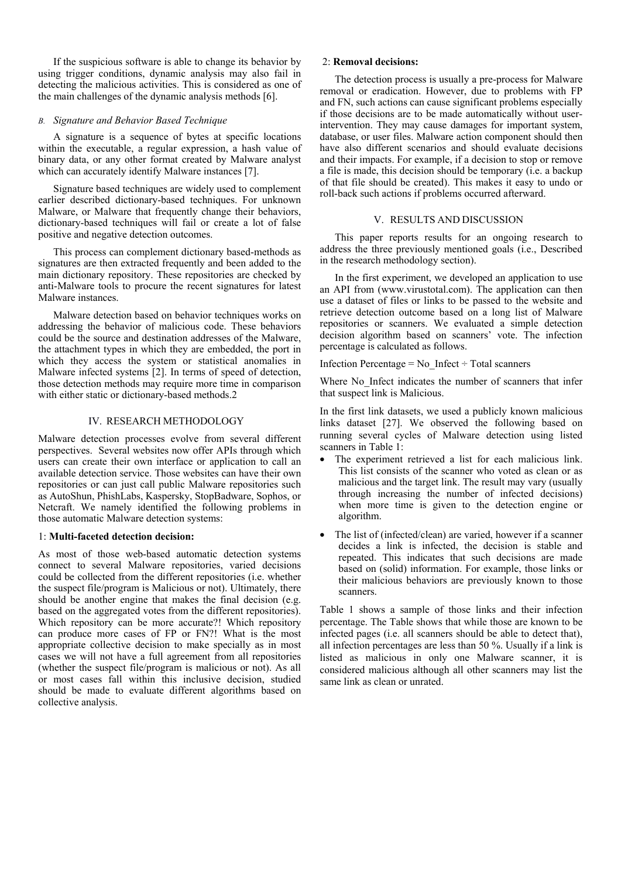If the suspicious software is able to change its behavior by using trigger conditions, dynamic analysis may also fail in detecting the malicious activities. This is considered as one of the main challenges of the dynamic analysis methods [6].

### *B. Signature and Behavior Based Technique*

A signature is a sequence of bytes at specific locations within the executable, a regular expression, a hash value of binary data, or any other format created by Malware analyst which can accurately identify Malware instances [7].

Signature based techniques are widely used to complement earlier described dictionary-based techniques. For unknown Malware, or Malware that frequently change their behaviors, dictionary-based techniques will fail or create a lot of false positive and negative detection outcomes.

This process can complement dictionary based-methods as signatures are then extracted frequently and been added to the main dictionary repository. These repositories are checked by anti-Malware tools to procure the recent signatures for latest Malware instances.

Malware detection based on behavior techniques works on addressing the behavior of malicious code. These behaviors could be the source and destination addresses of the Malware, the attachment types in which they are embedded, the port in which they access the system or statistical anomalies in Malware infected systems [2]. In terms of speed of detection, those detection methods may require more time in comparison with either static or dictionary-based methods.2

## IV. RESEARCH METHODOLOGY

Malware detection processes evolve from several different perspectives. Several websites now offer APIs through which users can create their own interface or application to call an available detection service. Those websites can have their own repositories or can just call public Malware repositories such as AutoShun, PhishLabs, Kaspersky, StopBadware, Sophos, or Netcraft. We namely identified the following problems in those automatic Malware detection systems:

1: **Multi-faceted detection decision:**

As most of those web-based automatic detection systems connect to several Malware repositories, varied decisions could be collected from the different repositories (i.e. whether the suspect file/program is Malicious or not). Ultimately, there should be another engine that makes the final decision (e.g. based on the aggregated votes from the different repositories). Which repository can be more accurate?! Which repository can produce more cases of FP or FN?! What is the most appropriate collective decision to make specially as in most cases we will not have a full agreement from all repositories (whether the suspect file/program is malicious or not). As all or most cases fall within this inclusive decision, studied should be made to evaluate different algorithms based on collective analysis.

2: **Removal decisions:**

The detection process is usually a pre-process for Malware removal or eradication. However, due to problems with FP and FN, such actions can cause significant problems especially if those decisions are to be made automatically without user-intervention. They may cause damages for important system, database, or user files. Malware action component should then have also different scenarios and should evaluate decisions and their impacts. For example, if a decision to stop or remove a file is made, this decision should be temporary (i.e. a backup of that file should be created). This makes it easy to undo or roll-back such actions if problems occurred afterward.

## V. RESULTS AND DISCUSSION

This paper reports results for an ongoing research to address the three previously mentioned goals (i.e., Described in the research methodology section).

In the first experiment, we developed an application to use an API from (www.virustotal.com). The application can then use a dataset of files or links to be passed to the website and retrieve detection outcome based on a long list of Malware repositories or scanners. We evaluated a simple detection decision algorithm based on scanners' vote. The infection percentage is calculated as follows.

Infection Percentage = No_Infect ÷ Total scanners

Where No_Infect indicates the number of scanners that infer that suspect link is Malicious.

In the first link datasets, we used a publicly known malicious links dataset [27]. We observed the following based on running several cycles of Malware detection using listed scanners in Table 1:

- The experiment retrieved a list for each malicious link. This list consists of the scanner who voted as clean or as malicious and the target link. The result may vary (usually through increasing the number of infected decisions) when more time is given to the detection engine or algorithm.
- The list of (infected/clean) are varied, however if a scanner decides a link is infected, the decision is stable and repeated. This indicates that such decisions are made based on (solid) information. For example, those links or their malicious behaviors are previously known to those scanners.

Table 1 shows a sample of those links and their infection percentage. The Table shows that while those are known to be infected pages (i.e. all scanners should be able to detect that), all infection percentages are less than 50 %. Usually if a link is listed as malicious in only one Malware scanner, it is considered malicious although all other scanners may list the same link as clean or unrated.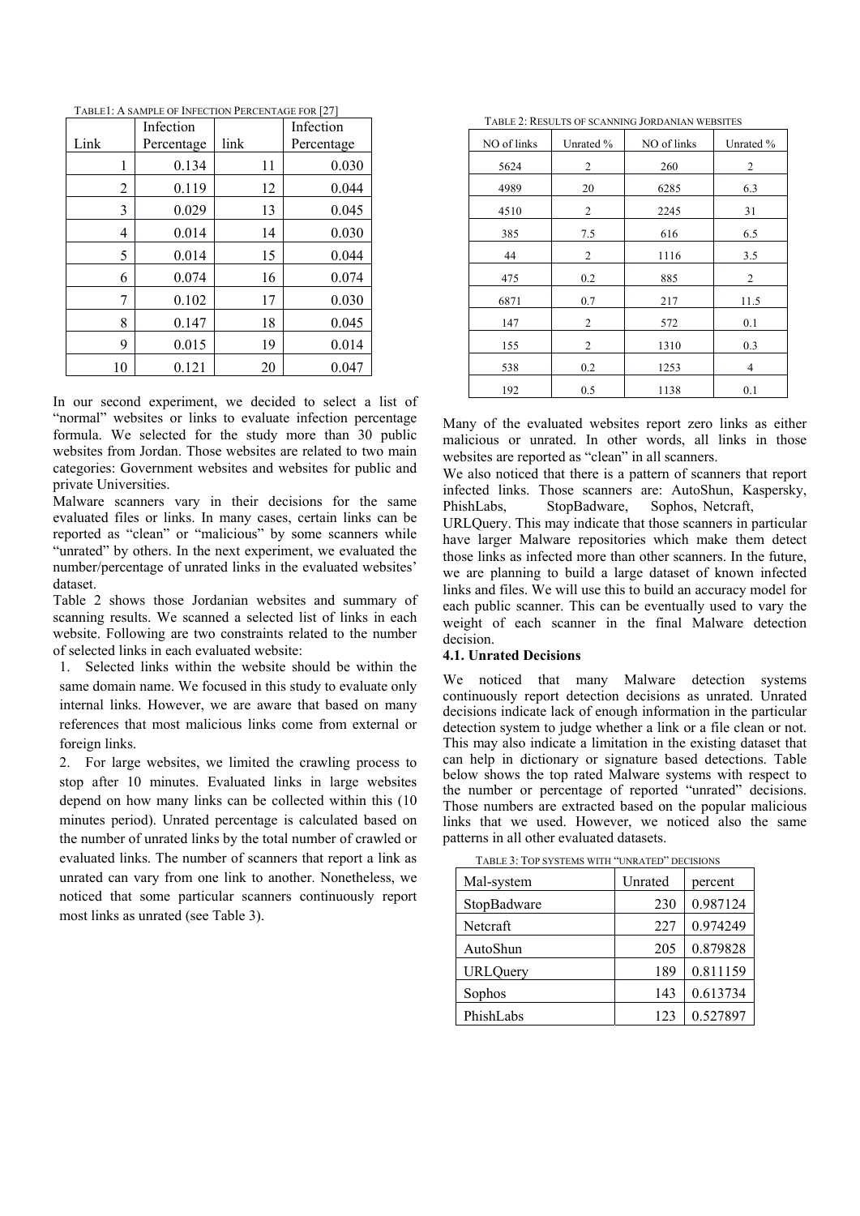TABLE1: A SAMPLE OF INFECTION PERCENTAGE FOR [27]

| Link | Infection Percentage | link | Infection Percentage |
|---|---|---|---|
| 1 | 0.134 | 11 | 0.030 |
| 2 | 0.119 | 12 | 0.044 |
| 3 | 0.029 | 13 | 0.045 |
| 4 | 0.014 | 14 | 0.030 |
| 5 | 0.014 | 15 | 0.044 |
| 6 | 0.074 | 16 | 0.074 |
| 7 | 0.102 | 17 | 0.030 |
| 8 | 0.147 | 18 | 0.045 |
| 9 | 0.015 | 19 | 0.014 |
| 10 | 0.121 | 20 | 0.047 |

In our second experiment, we decided to select a list of "normal" websites or links to evaluate infection percentage formula. We selected for the study more than 30 public websites from Jordan. Those websites are related to two main categories: Government websites and websites for public and private Universities.

Malware scanners vary in their decisions for the same evaluated files or links. In many cases, certain links can be reported as "clean" or "malicious" by some scanners while "unrated" by others. In the next experiment, we evaluated the number/percentage of unrated links in the evaluated websites' dataset.

Table 2 shows those Jordanian websites and summary of scanning results. We scanned a selected list of links in each website. Following are two constraints related to the number of selected links in each evaluated website:

1. Selected links within the website should be within the same domain name. We focused in this study to evaluate only internal links. However, we are aware that based on many references that most malicious links come from external or foreign links.
2. For large websites, we limited the crawling process to stop after 10 minutes. Evaluated links in large websites depend on how many links can be collected within this (10 minutes period). Unrated percentage is calculated based on the number of unrated links by the total number of crawled or evaluated links. The number of scanners that report a link as unrated can vary from one link to another. Nonetheless, we noticed that some particular scanners continuously report most links as unrated (see Table 3).

TABLE 2: RESULTS OF SCANNING JORDANIAN WEBSITES

| NO of links | Unrated % | NO of links | Unrated % |
|---|---|---|---|
| 5624 | 2 | 260 | 2 |
| 4989 | 20 | 6285 | 6.3 |
| 4510 | 2 | 2245 | 31 |
| 385 | 7.5 | 616 | 6.5 |
| 44 | 2 | 1116 | 3.5 |
| 475 | 0.2 | 885 | 2 |
| 6871 | 0.7 | 217 | 11.5 |
| 147 | 2 | 572 | 0.1 |
| 155 | 2 | 1310 | 0.3 |
| 538 | 0.2 | 1253 | 4 |
| 192 | 0.5 | 1138 | 0.1 |

Many of the evaluated websites report zero links as either malicious or unrated. In other words, all links in those websites are reported as "clean" in all scanners.

We also noticed that there is a pattern of scanners that report infected links. Those scanners are: AutoShun, Kaspersky, PhishLabs, StopBadware, Sophos, Netcraft, URLQuery. This may indicate that those scanners in particular have larger Malware repositories which make them detect those links as infected more than other scanners. In the future, we are planning to build a large dataset of known infected links and files. We will use this to build an accuracy model for each public scanner. This can be eventually used to vary the weight of each scanner in the final Malware detection decision.

### 4.1. Unrated Decisions

We noticed that many Malware detection systems continuously report detection decisions as unrated. Unrated decisions indicate lack of enough information in the particular detection system to judge whether a link or a file clean or not. This may also indicate a limitation in the existing dataset that can help in dictionary or signature based detections. Table below shows the top rated Malware systems with respect to the number or percentage of reported "unrated" decisions. Those numbers are extracted based on the popular malicious links that we used. However, we noticed also the same patterns in all other evaluated datasets.

TABLE 3: TOP SYSTEMS WITH "UNRATED" DECISIONS

| Mal-system | Unrated | percent |
|---|---|---|
| StopBadware | 230 | 0.987124 |
| Netcraft | 227 | 0.974249 |
| AutoShun | 205 | 0.879828 |
| URLQuery | 189 | 0.811159 |
| Sophos | 143 | 0.613734 |
| PhishLabs | 123 | 0.527897 |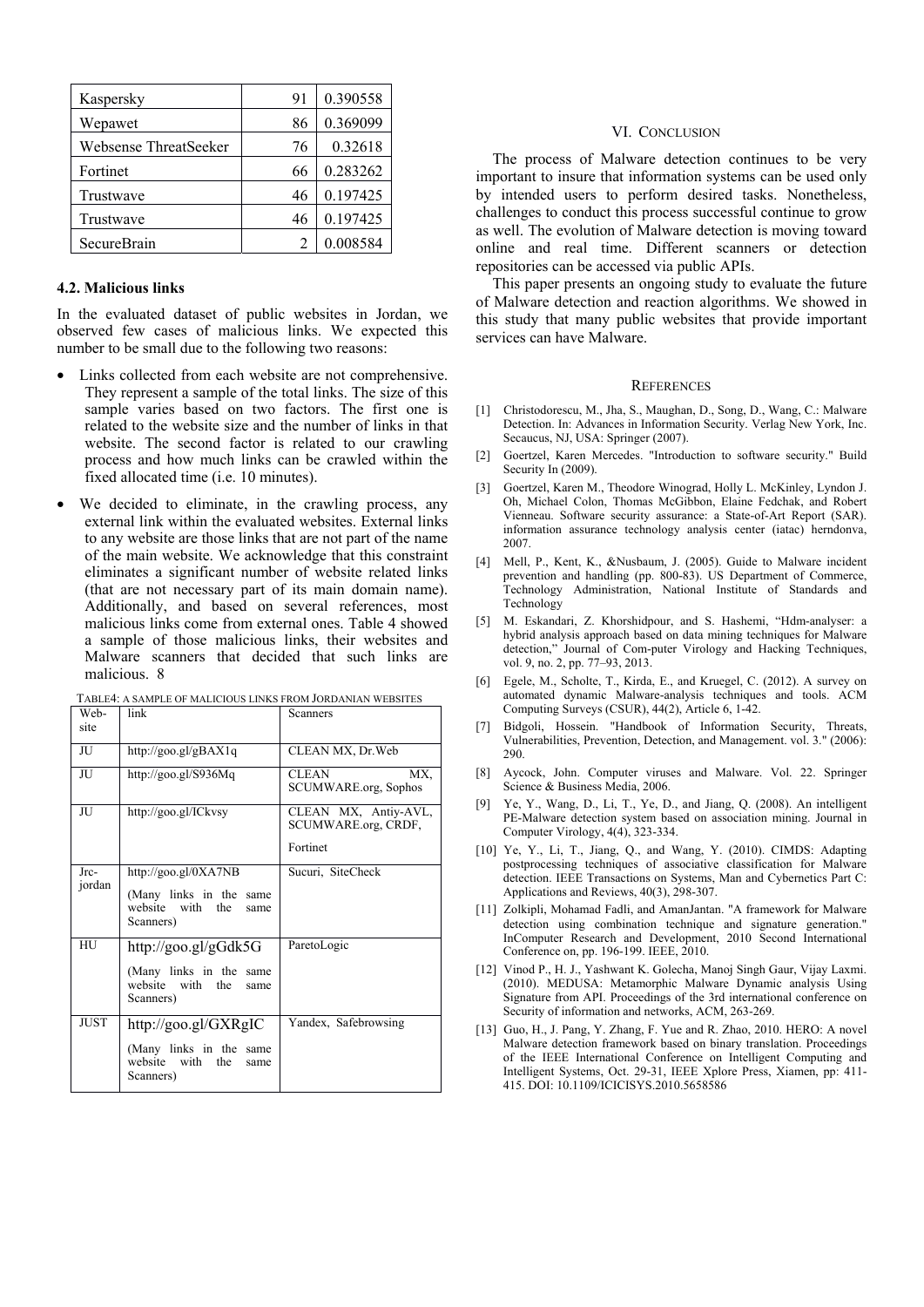| Kaspersky | 91 | 0.390558 |
|---|---|---|
| Wepawet | 86 | 0.369099 |
| Websense ThreatSeeker | 76 | 0.32618 |
| Fortinet | 66 | 0.283262 |
| Trustwave | 46 | 0.197425 |
| Trustwave | 46 | 0.197425 |
| SecureBrain | 2 | 0.008584 |

### 4.2. Malicious links

In the evaluated dataset of public websites in Jordan, we observed few cases of malicious links. We expected this number to be small due to the following two reasons:

- Links collected from each website are not comprehensive. They represent a sample of the total links. The size of this sample varies based on two factors. The first one is related to the website size and the number of links in that website. The second factor is related to our crawling process and how much links can be crawled within the fixed allocated time (i.e. 10 minutes).
- We decided to eliminate, in the crawling process, any external link within the evaluated websites. External links to any website are those links that are not part of the name of the main website. We acknowledge that this constraint eliminates a significant number of website related links (that are not necessary part of its main domain name). Additionally, and based on several references, most malicious links come from external ones. Table 4 showed a sample of those malicious links, their websites and Malware scanners that decided that such links are malicious. 8

TABLE4: A SAMPLE OF MALICIOUS LINKS FROM JORDANIAN WEBSITES

| Web-site | link | Scanners |
|---|---|---|
| JU | http://goo.gl/gBAX1q | CLEAN MX, Dr.Web |
| JU | http://goo.gl/S936Mq | CLEAN MX, SCUMWARE.org, Sophos |
| JU | http://goo.gl/ICkvsy | CLEAN MX, Antiy-AVL, SCUMWARE.org, CRDF, Fortinet |
| Jrc-jordan | http://goo.gl/0XA7NB (Many links in the same website with the same Scanners) | Sucuri, SiteCheck |
| HU | http://goo.gl/gGdk5G (Many links in the same website with the same Scanners) | ParetoLogic |
| JUST | http://goo.gl/GXRgIC (Many links in the same website with the same Scanners) | Yandex, Safebrowsing |

## VI. CONCLUSION

The process of Malware detection continues to be very important to insure that information systems can be used only by intended users to perform desired tasks. Nonetheless, challenges to conduct this process successful continue to grow as well. The evolution of Malware detection is moving toward online and real time. Different scanners or detection repositories can be accessed via public APIs.

This paper presents an ongoing study to evaluate the future of Malware detection and reaction algorithms. We showed in this study that many public websites that provide important services can have Malware.

## REFERENCES

[1] Christodorescu, M., Jha, S., Maughan, D., Song, D., Wang, C.: Malware Detection. In: Advances in Information Security. Verlag New York, Inc. Secaucus, NJ, USA: Springer (2007).

[2] Goertzel, Karen Mercedes. "Introduction to software security." Build Security In (2009).

[3] Goertzel, Karen M., Theodore Winograd, Holly L. McKinley, Lyndon J. Oh, Michael Colon, Thomas McGibbon, Elaine Fedchak, and Robert Vienneau. Software security assurance: a State-of-Art Report (SAR). information assurance technology analysis center (iatac) herndonva, 2007.

[4] Mell, P., Kent, K., &Nusbaum, J. (2005). Guide to Malware incident prevention and handling (pp. 800-83). US Department of Commerce, Technology Administration, National Institute of Standards and Technology

[5] M. Eskandari, Z. Khorshidpour, and S. Hashemi, "Hdm-analyser: a hybrid analysis approach based on data mining techniques for Malware detection," Journal of Com-puter Virology and Hacking Techniques, vol. 9, no. 2, pp. 77–93, 2013.

[6] Egele, M., Scholte, T., Kirda, E., and Kruegel, C. (2012). A survey on automated dynamic Malware-analysis techniques and tools. ACM Computing Surveys (CSUR), 44(2), Article 6, 1-42.

[7] Bidgoli, Hossein. "Handbook of Information Security, Threats, Vulnerabilities, Prevention, Detection, and Management. vol. 3." (2006): 290.

[8] Aycock, John. Computer viruses and Malware. Vol. 22. Springer Science & Business Media, 2006.

[9] Ye, Y., Wang, D., Li, T., Ye, D., and Jiang, Q. (2008). An intelligent PE-Malware detection system based on association mining. Journal in Computer Virology, 4(4), 323-334.

[10] Ye, Y., Li, T., Jiang, Q., and Wang, Y. (2010). CIMDS: Adapting postprocessing techniques of associative classification for Malware detection. IEEE Transactions on Systems, Man and Cybernetics Part C: Applications and Reviews, 40(3), 298-307.

[11] Zolkipli, Mohamad Fadli, and AmanJantan. "A framework for Malware detection using combination technique and signature generation." InComputer Research and Development, 2010 Second International Conference on, pp. 196-199. IEEE, 2010.

[12] Vinod P., H. J., Yashwant K. Golecha, Manoj Singh Gaur, Vijay Laxmi. (2010). MEDUSA: Metamorphic Malware Dynamic analysis Using Signature from API. Proceedings of the 3rd international conference on Security of information and networks, ACM, 263-269.

[13] Guo, H., J. Pang, Y. Zhang, F. Yue and R. Zhao, 2010. HERO: A novel Malware detection framework based on binary translation. Proceedings of the IEEE International Conference on Intelligent Computing and Intelligent Systems, Oct. 29-31, IEEE Xplore Press, Xiamen, pp: 411-415. DOI: 10.1109/ICICISYS.2010.5658586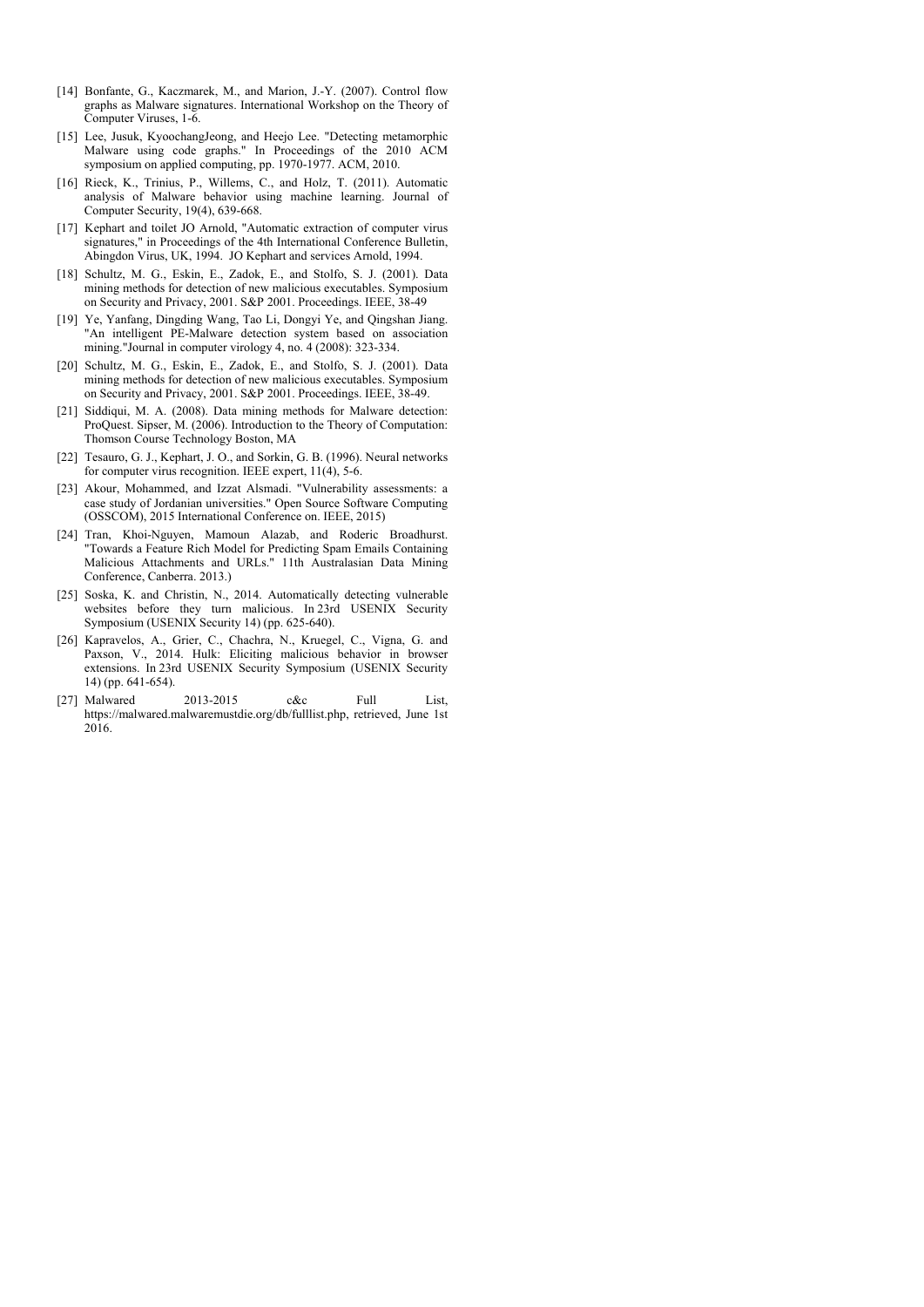[14] Bonfante, G., Kaczmarek, M., and Marion, J.-Y. (2007). Control flow graphs as Malware signatures. International Workshop on the Theory of Computer Viruses, 1-6.

[15] Lee, Jusuk, KyoochangJeong, and Heejo Lee. "Detecting metamorphic Malware using code graphs." In Proceedings of the 2010 ACM symposium on applied computing, pp. 1970-1977. ACM, 2010.

[16] Rieck, K., Trinius, P., Willems, C., and Holz, T. (2011). Automatic analysis of Malware behavior using machine learning. Journal of Computer Security, 19(4), 639-668.

[17] Kephart and toilet JO Arnold, "Automatic extraction of computer virus signatures," in Proceedings of the 4th International Conference Bulletin, Abingdon Virus, UK, 1994. JO Kephart and services Arnold, 1994.

[18] Schultz, M. G., Eskin, E., Zadok, E., and Stolfo, S. J. (2001). Data mining methods for detection of new malicious executables. Symposium on Security and Privacy, 2001. S&P 2001. Proceedings. IEEE, 38-49

[19] Ye, Yanfang, Dingding Wang, Tao Li, Dongyi Ye, and Qingshan Jiang. "An intelligent PE-Malware detection system based on association mining."Journal in computer virology 4, no. 4 (2008): 323-334.

[20] Schultz, M. G., Eskin, E., Zadok, E., and Stolfo, S. J. (2001). Data mining methods for detection of new malicious executables. Symposium on Security and Privacy, 2001. S&P 2001. Proceedings. IEEE, 38-49.

[21] Siddiqui, M. A. (2008). Data mining methods for Malware detection: ProQuest. Sipser, M. (2006). Introduction to the Theory of Computation: Thomson Course Technology Boston, MA

[22] Tesauro, G. J., Kephart, J. O., and Sorkin, G. B. (1996). Neural networks for computer virus recognition. IEEE expert, 11(4), 5-6.

[23] Akour, Mohammed, and Izzat Alsmadi. "Vulnerability assessments: a case study of Jordanian universities." Open Source Software Computing (OSSCOM), 2015 International Conference on. IEEE, 2015)

[24] Tran, Khoi-Nguyen, Mamoun Alazab, and Roderic Broadhurst. "Towards a Feature Rich Model for Predicting Spam Emails Containing Malicious Attachments and URLs." 11th Australasian Data Mining Conference, Canberra. 2013.)

[25] Soska, K. and Christin, N., 2014. Automatically detecting vulnerable websites before they turn malicious. In 23rd USENIX Security Symposium (USENIX Security 14) (pp. 625-640).

[26] Kapravelos, A., Grier, C., Chachra, N., Kruegel, C., Vigna, G. and Paxson, V., 2014. Hulk: Eliciting malicious behavior in browser extensions. In 23rd USENIX Security Symposium (USENIX Security 14) (pp. 641-654).

[27] Malwared 2013-2015 c&c Full List, https://malwared.malwaremustdie.org/db/fulllist.php, retrieved, June 1st 2016.